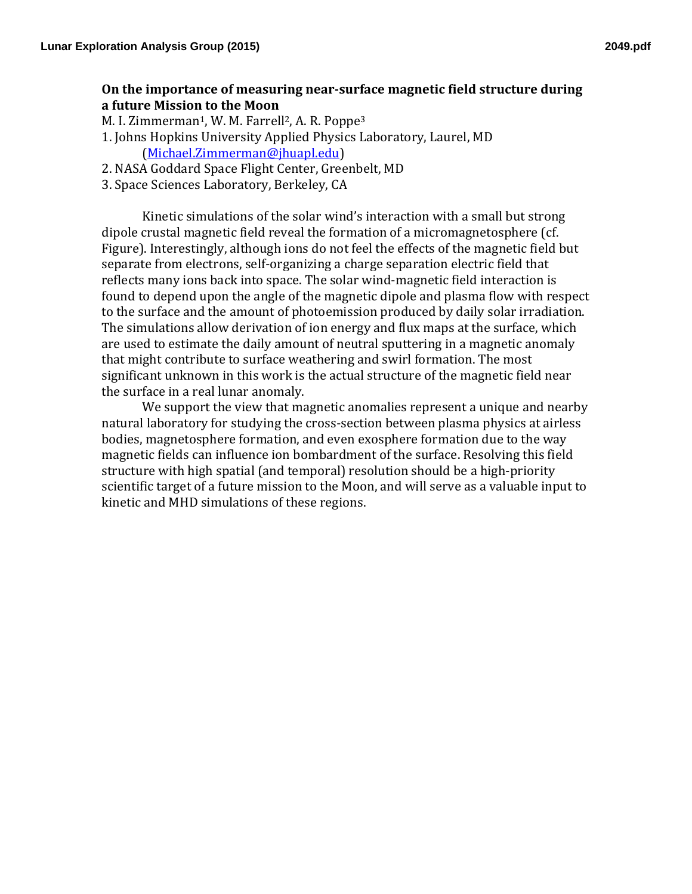# On the importance of measuring near-surface magnetic field structure during a future Mission to the Moon

M. I. Zimmerman[1], W. M. Farrell[2], A. R. Poppe[3]

1. Johns Hopkins University Applied Physics Laboratory, Laurel, MD (Michael.Zimmerman@jhuapl.edu)
2. NASA Goddard Space Flight Center, Greenbelt, MD
3. Space Sciences Laboratory, Berkeley, CA

Kinetic simulations of the solar wind's interaction with a small but strong dipole crustal magnetic field reveal the formation of a micromagnetosphere (cf. Figure). Interestingly, although ions do not feel the effects of the magnetic field but separate from electrons, self-organizing a charge separation electric field that reflects many ions back into space. The solar wind-magnetic field interaction is found to depend upon the angle of the magnetic dipole and plasma flow with respect to the surface and the amount of photoemission produced by daily solar irradiation. The simulations allow derivation of ion energy and flux maps at the surface, which are used to estimate the daily amount of neutral sputtering in a magnetic anomaly that might contribute to surface weathering and swirl formation. The most significant unknown in this work is the actual structure of the magnetic field near the surface in a real lunar anomaly.

We support the view that magnetic anomalies represent a unique and nearby natural laboratory for studying the cross-section between plasma physics at airless bodies, magnetosphere formation, and even exosphere formation due to the way magnetic fields can influence ion bombardment of the surface. Resolving this field structure with high spatial (and temporal) resolution should be a high-priority scientific target of a future mission to the Moon, and will serve as a valuable input to kinetic and MHD simulations of these regions.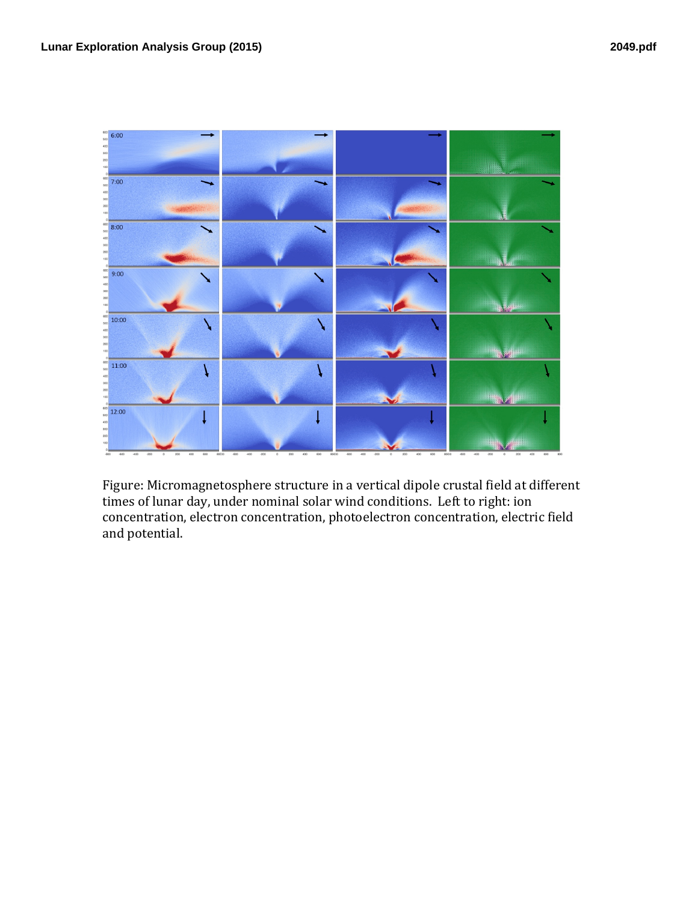6:00

7:00

8:00

9:00

10:00

11:00

12:00

Figure: Micromagnetosphere structure in a vertical dipole crustal field at different times of lunar day, under nominal solar wind conditions. Left to right: ion concentration, electron concentration, photoelectron concentration, electric field and potential.